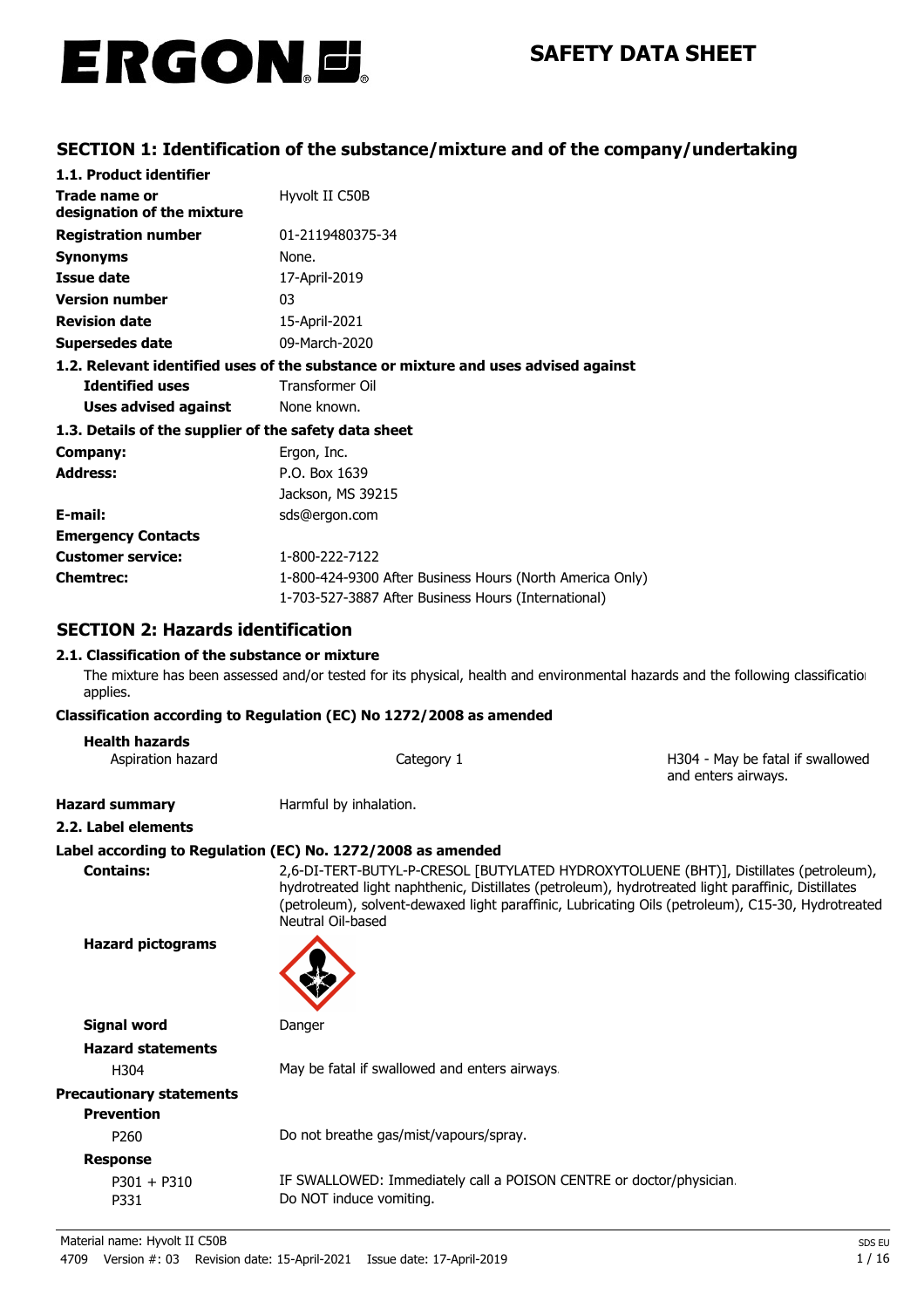# ERGON

# SAFETY DATA SHEET

## SECTION 1: Identification of the substance/mixture and of the company/undertaking

**1.1. Product identifier**

| | |
|---|---|
| **Trade name or designation of the mixture** | Hyvolt II C50B |
| **Registration number** | 01-2119480375-34 |
| **Synonyms** | None. |
| **Issue date** | 17-April-2019 |
| **Version number** | 03 |
| **Revision date** | 15-April-2021 |
| **Supersedes date** | 09-March-2020 |

**1.2. Relevant identified uses of the substance or mixture and uses advised against**

| | |
|---|---|
| **Identified uses** | Transformer Oil |
| **Uses advised against** | None known. |

**1.3. Details of the supplier of the safety data sheet**

| | |
|---|---|
| **Company:** | Ergon, Inc. |
| **Address:** | P.O. Box 1639<br>Jackson, MS 39215 |
| **E-mail:** | sds@ergon.com |
| **Emergency Contacts** | |
| **Customer service:** | 1-800-222-7122 |
| **Chemtrec:** | 1-800-424-9300 After Business Hours (North America Only)<br>1-703-527-3887 After Business Hours (International) |

## SECTION 2: Hazards identification

**2.1. Classification of the substance or mixture**

The mixture has been assessed and/or tested for its physical, health and environmental hazards and the following classification applies.

**Classification according to Regulation (EC) No 1272/2008 as amended**

**Health hazards**

| | | |
|---|---|---|
| Aspiration hazard | Category 1 | H304 - May be fatal if swallowed and enters airways. |

**Hazard summary** Harmful by inhalation.

**2.2. Label elements**

**Label according to Regulation (EC) No. 1272/2008 as amended**

**Contains:** 2,6-DI-TERT-BUTYL-P-CRESOL [BUTYLATED HYDROXYTOLUENE (BHT)], Distillates (petroleum), hydrotreated light naphthenic, Distillates (petroleum), hydrotreated light paraffinic, Distillates (petroleum), solvent-dewaxed light paraffinic, Lubricating Oils (petroleum), C15-30, Hydrotreated Neutral Oil-based

**Hazard pictograms**

**Signal word** Danger

**Hazard statements**

H304 May be fatal if swallowed and enters airways.

**Precautionary statements**

**Prevention**

P260 Do not breathe gas/mist/vapours/spray.

**Response**

P301 + P310 IF SWALLOWED: Immediately call a POISON CENTRE or doctor/physician.

P331 Do NOT induce vomiting.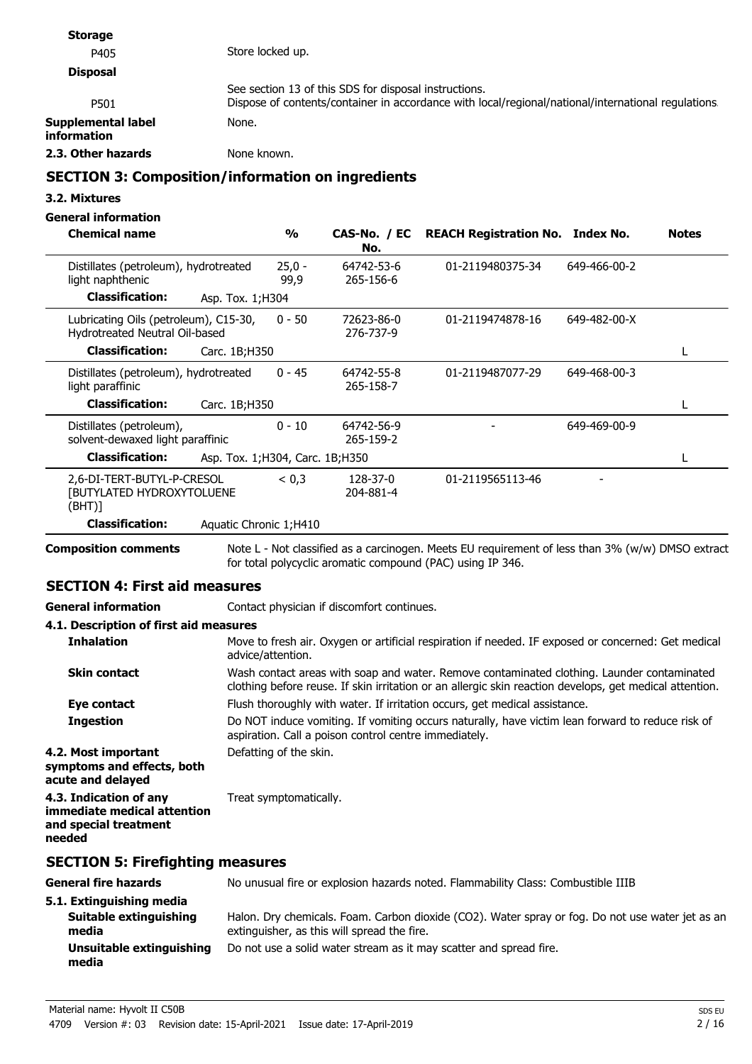**Storage**

| | |
|---|---|
| P405 | Store locked up. |

**Disposal**

| | |
|---|---|
| P501 | See section 13 of this SDS for disposal instructions. Dispose of contents/container in accordance with local/regional/national/international regulations. |

| | |
|---|---|
| **Supplemental label information** | None. |
| **2.3. Other hazards** | None known. |

## SECTION 3: Composition/information on ingredients

### 3.2. Mixtures

**General information**

| Chemical name | % | CAS-No. / EC No. | REACH Registration No. | Index No. | Notes |
|---|---|---|---|---|---|
| Distillates (petroleum), hydrotreated light naphthenic | 25,0 - 99,9 | 64742-53-6 265-156-6 | 01-2119480375-34 | 649-466-00-2 | |
| **Classification:** Asp. Tox. 1;H304 | | | | | |
| Lubricating Oils (petroleum), C15-30, Hydrotreated Neutral Oil-based | 0 - 50 | 72623-86-0 276-737-9 | 01-2119474878-16 | 649-482-00-X | |
| **Classification:** Carc. 1B;H350 | | | | | L |
| Distillates (petroleum), hydrotreated light paraffinic | 0 - 45 | 64742-55-8 265-158-7 | 01-2119487077-29 | 649-468-00-3 | |
| **Classification:** Carc. 1B;H350 | | | | | L |
| Distillates (petroleum), solvent-dewaxed light paraffinic | 0 - 10 | 64742-56-9 265-159-2 | - | 649-469-00-9 | |
| **Classification:** Asp. Tox. 1;H304, Carc. 1B;H350 | | | | | L |
| 2,6-DI-TERT-BUTYL-P-CRESOL [BUTYLATED HYDROXYTOLUENE (BHT)] | < 0,3 | 128-37-0 204-881-4 | 01-2119565113-46 | - | |
| **Classification:** Aquatic Chronic 1;H410 | | | | | |

| | |
|---|---|
| **Composition comments** | Note L - Not classified as a carcinogen. Meets EU requirement of less than 3% (w/w) DMSO extract for total polycyclic aromatic compound (PAC) using IP 346. |

## SECTION 4: First aid measures

| | |
|---|---|
| **General information** | Contact physician if discomfort continues. |

### 4.1. Description of first aid measures

| | |
|---|---|
| **Inhalation** | Move to fresh air. Oxygen or artificial respiration if needed. IF exposed or concerned: Get medical advice/attention. |
| **Skin contact** | Wash contact areas with soap and water. Remove contaminated clothing. Launder contaminated clothing before reuse. If skin irritation or an allergic skin reaction develops, get medical attention. |
| **Eye contact** | Flush thoroughly with water. If irritation occurs, get medical assistance. |
| **Ingestion** | Do NOT induce vomiting. If vomiting occurs naturally, have victim lean forward to reduce risk of aspiration. Call a poison control centre immediately. |
| **4.2. Most important symptoms and effects, both acute and delayed** | Defatting of the skin. |
| **4.3. Indication of any immediate medical attention and special treatment needed** | Treat symptomatically. |

## SECTION 5: Firefighting measures

| | |
|---|---|
| **General fire hazards** | No unusual fire or explosion hazards noted. Flammability Class: Combustible IIIB |

### 5.1. Extinguishing media

| | |
|---|---|
| **Suitable extinguishing media** | Halon. Dry chemicals. Foam. Carbon dioxide ($CO_2$). Water spray or fog. Do not use water jet as an extinguisher, as this will spread the fire. |
| **Unsuitable extinguishing media** | Do not use a solid water stream as it may scatter and spread fire. |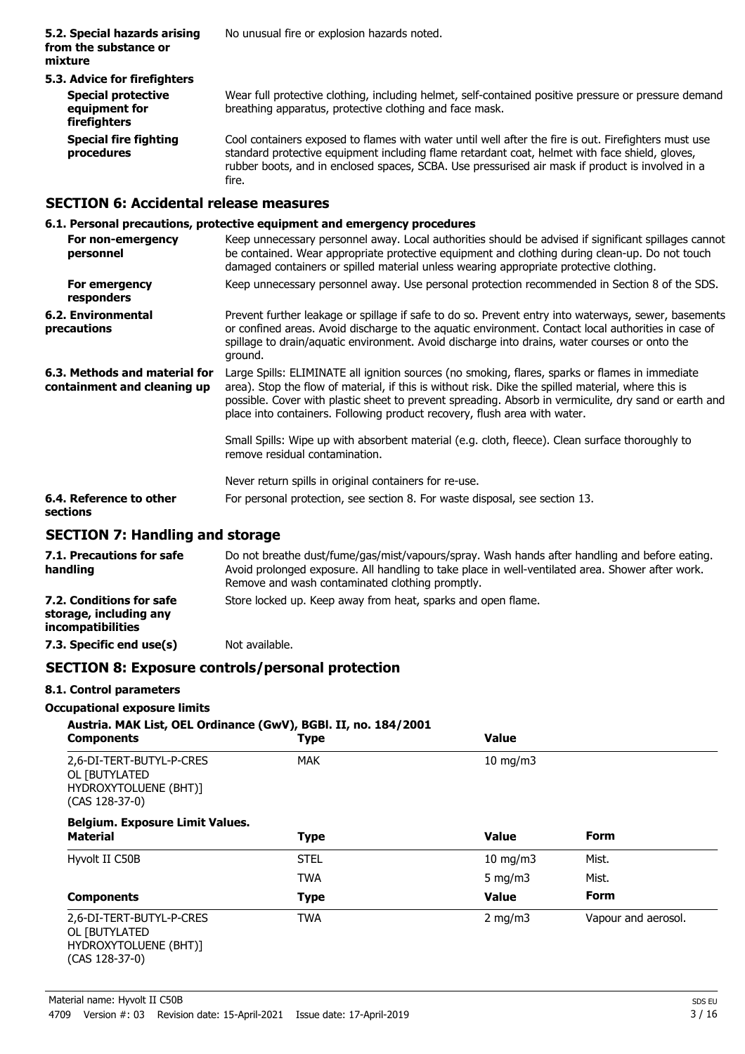| | |
|---|---|
| **5.2. Special hazards arising from the substance or mixture** | No unusual fire or explosion hazards noted. |
| **5.3. Advice for firefighters** | |
| **Special protective equipment for firefighters** | Wear full protective clothing, including helmet, self-contained positive pressure or pressure demand breathing apparatus, protective clothing and face mask. |
| **Special fire fighting procedures** | Cool containers exposed to flames with water until well after the fire is out. Firefighters must use standard protective equipment including flame retardant coat, helmet with face shield, gloves, rubber boots, and in enclosed spaces, SCBA. Use pressurised air mask if product is involved in a fire. |

## SECTION 6: Accidental release measures

### 6.1. Personal precautions, protective equipment and emergency procedures

| | |
|---|---|
| **For non-emergency personnel** | Keep unnecessary personnel away. Local authorities should be advised if significant spillages cannot be contained. Wear appropriate protective equipment and clothing during clean-up. Do not touch damaged containers or spilled material unless wearing appropriate protective clothing. |
| **For emergency responders** | Keep unnecessary personnel away. Use personal protection recommended in Section 8 of the SDS. |
| **6.2. Environmental precautions** | Prevent further leakage or spillage if safe to do so. Prevent entry into waterways, sewer, basements or confined areas. Avoid discharge to the aquatic environment. Contact local authorities in case of spillage to drain/aquatic environment. Avoid discharge into drains, water courses or onto the ground. |
| **6.3. Methods and material for containment and cleaning up** | Large Spills: ELIMINATE all ignition sources (no smoking, flares, sparks or flames in immediate area). Stop the flow of material, if this is without risk. Dike the spilled material, where this is possible. Cover with plastic sheet to prevent spreading. Absorb in vermiculite, dry sand or earth and place into containers. Following product recovery, flush area with water.<br><br>Small Spills: Wipe up with absorbent material (e.g. cloth, fleece). Clean surface thoroughly to remove residual contamination.<br><br>Never return spills in original containers for re-use. |
| **6.4. Reference to other sections** | For personal protection, see section 8. For waste disposal, see section 13. |

## SECTION 7: Handling and storage

| | |
|---|---|
| **7.1. Precautions for safe handling** | Do not breathe dust/fume/gas/mist/vapours/spray. Wash hands after handling and before eating. Avoid prolonged exposure. All handling to take place in well-ventilated area. Shower after work. Remove and wash contaminated clothing promptly. |
| **7.2. Conditions for safe storage, including any incompatibilities** | Store locked up. Keep away from heat, sparks and open flame. |
| **7.3. Specific end use(s)** | Not available. |

## SECTION 8: Exposure controls/personal protection

### 8.1. Control parameters

**Occupational exposure limits**

**Austria. MAK List, OEL Ordinance (GwV), BGBl. II, no. 184/2001**

| Components | Type | Value |
|---|---|---|
| 2,6-DI-TERT-BUTYL-P-CRESOL [BUTYLATED HYDROXYTOLUENE (BHT)] (CAS 128-37-0) | MAK | 10 mg/m3 |

**Belgium. Exposure Limit Values.**

| Material | Type | Value | Form |
|---|---|---|---|
| Hyvolt II C50B | STEL | 10 mg/m3 | Mist. |
| | TWA | 5 mg/m3 | Mist. |
| **Components** | **Type** | **Value** | **Form** |
| 2,6-DI-TERT-BUTYL-P-CRESOL [BUTYLATED HYDROXYTOLUENE (BHT)] (CAS 128-37-0) | TWA | 2 mg/m3 | Vapour and aerosol. |

Material name: Hyvolt II C50B
4709 Version #: 03 Revision date: 15-April-2021 Issue date: 17-April-2019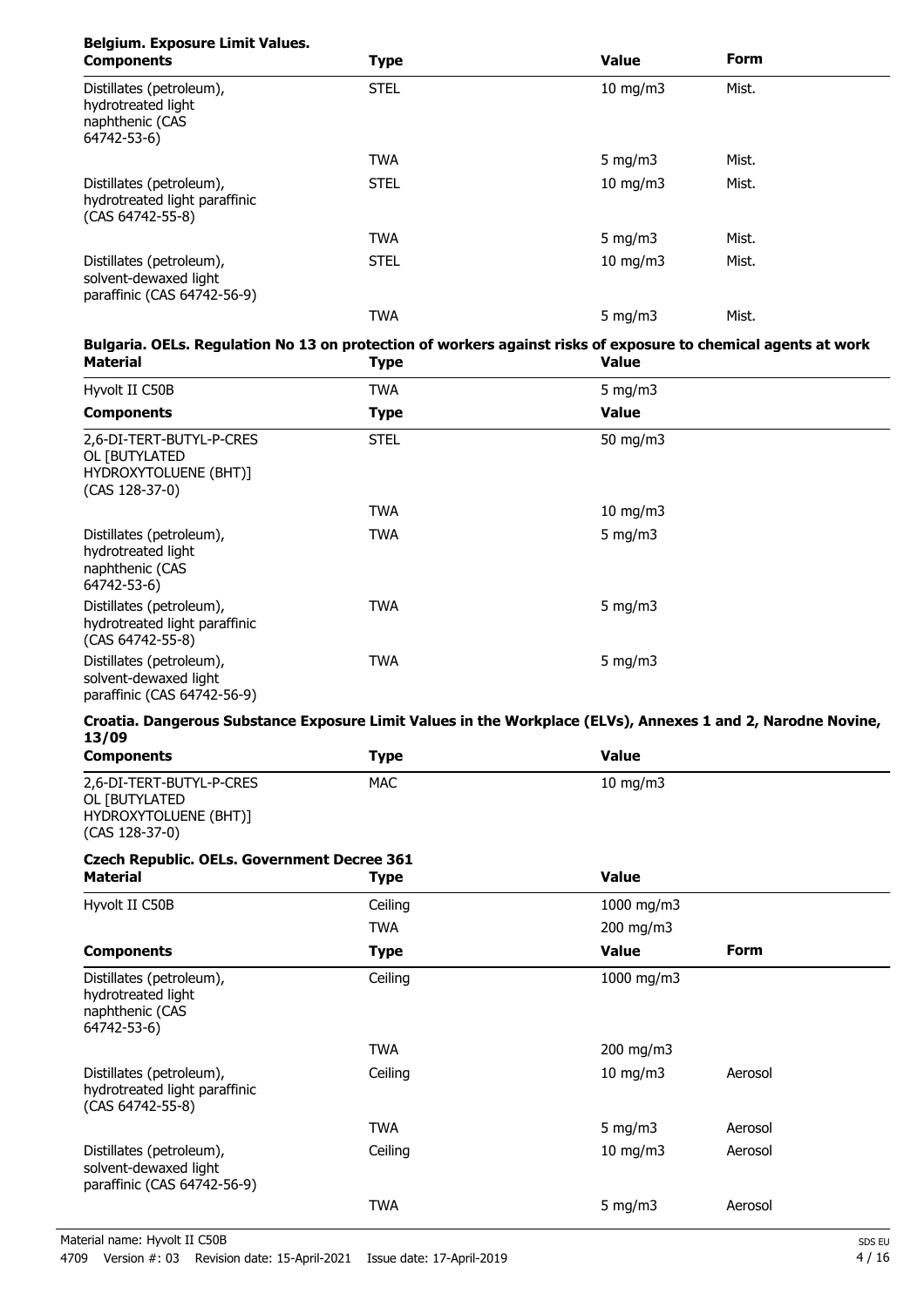**Belgium. Exposure Limit Values.**

| Components | Type | Value | Form |
|---|---|---|---|
| Distillates (petroleum), hydrotreated light naphthenic (CAS 64742-53-6) | STEL | 10 mg/m3 | Mist. |
| | TWA | 5 mg/m3 | Mist. |
| Distillates (petroleum), hydrotreated light paraffinic (CAS 64742-55-8) | STEL | 10 mg/m3 | Mist. |
| | TWA | 5 mg/m3 | Mist. |
| Distillates (petroleum), solvent-dewaxed light paraffinic (CAS 64742-56-9) | STEL | 10 mg/m3 | Mist. |
| | TWA | 5 mg/m3 | Mist. |

**Bulgaria. OELs. Regulation No 13 on protection of workers against risks of exposure to chemical agents at work**

| Material | Type | Value |
|---|---|---|
| Hyvolt II C50B | TWA | 5 mg/m3 |

| Components | Type | Value |
|---|---|---|
| 2,6-DI-TERT-BUTYL-P-CRESOL [BUTYLATED HYDROXYTOLUENE (BHT)] (CAS 128-37-0) | STEL | 50 mg/m3 |
| | TWA | 10 mg/m3 |
| Distillates (petroleum), hydrotreated light naphthenic (CAS 64742-53-6) | TWA | 5 mg/m3 |
| Distillates (petroleum), hydrotreated light paraffinic (CAS 64742-55-8) | TWA | 5 mg/m3 |
| Distillates (petroleum), solvent-dewaxed light paraffinic (CAS 64742-56-9) | TWA | 5 mg/m3 |

**Croatia. Dangerous Substance Exposure Limit Values in the Workplace (ELVs), Annexes 1 and 2, Narodne Novine, 13/09**

| Components | Type | Value |
|---|---|---|
| 2,6-DI-TERT-BUTYL-P-CRESOL [BUTYLATED HYDROXYTOLUENE (BHT)] (CAS 128-37-0) | MAC | 10 mg/m3 |

**Czech Republic. OELs. Government Decree 361**

| Material | Type | Value |
|---|---|---|
| Hyvolt II C50B | Ceiling | 1000 mg/m3 |
| | TWA | 200 mg/m3 |

| Components | Type | Value | Form |
|---|---|---|---|
| Distillates (petroleum), hydrotreated light naphthenic (CAS 64742-53-6) | Ceiling | 1000 mg/m3 | |
| | TWA | 200 mg/m3 | |
| Distillates (petroleum), hydrotreated light paraffinic (CAS 64742-55-8) | Ceiling | 10 mg/m3 | Aerosol |
| | TWA | 5 mg/m3 | Aerosol |
| Distillates (petroleum), solvent-dewaxed light paraffinic (CAS 64742-56-9) | Ceiling | 10 mg/m3 | Aerosol |
| | TWA | 5 mg/m3 | Aerosol |

Material name: Hyvolt II C50B

4709 Version #: 03 Revision date: 15-April-2021 Issue date: 17-April-2019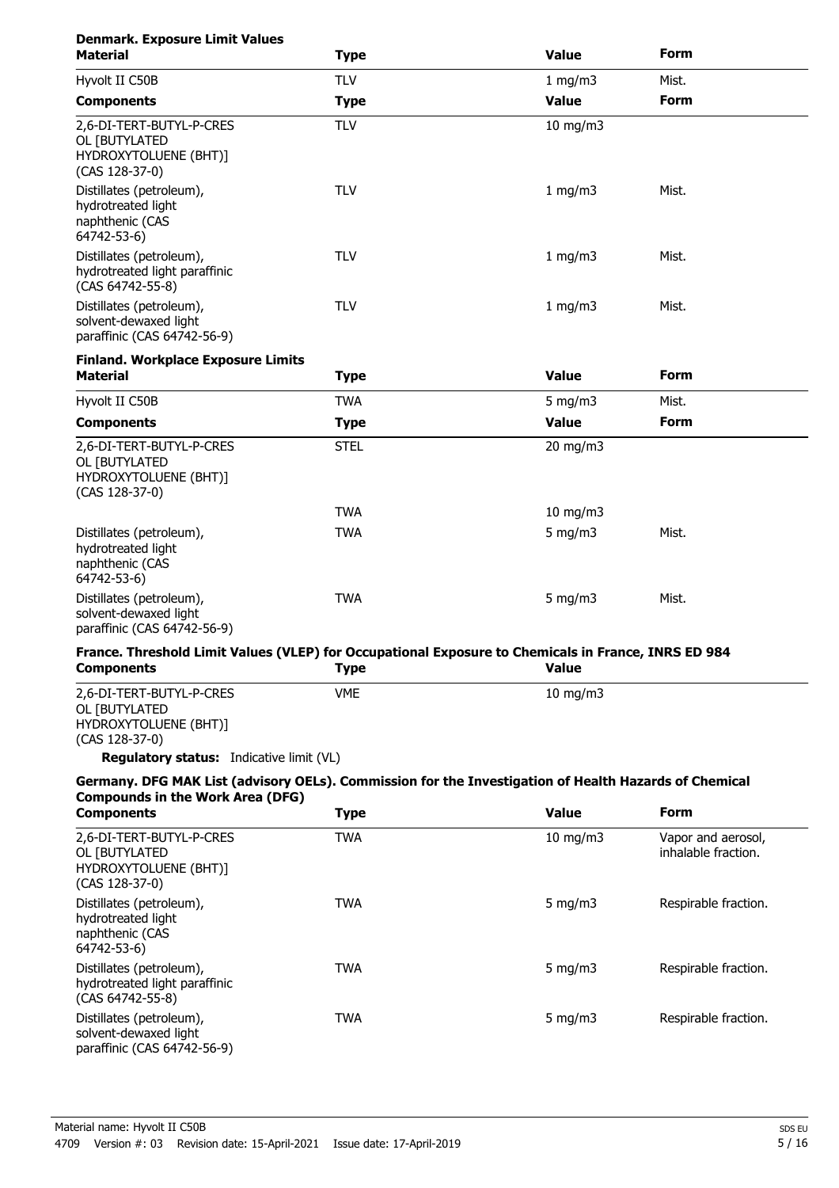**Denmark. Exposure Limit Values**

| Material | Type | Value | Form |
|---|---|---|---|
| Hyvolt II C50B | TLV | 1 mg/m3 | Mist. |
| **Components** | **Type** | **Value** | **Form** |
| 2,6-DI-TERT-BUTYL-P-CRESOL [BUTYLATED HYDROXYTOLUENE (BHT)] (CAS 128-37-0) | TLV | 10 mg/m3 | |
| Distillates (petroleum), hydrotreated light naphthenic (CAS 64742-53-6) | TLV | 1 mg/m3 | Mist. |
| Distillates (petroleum), hydrotreated light paraffinic (CAS 64742-55-8) | TLV | 1 mg/m3 | Mist. |
| Distillates (petroleum), solvent-dewaxed light paraffinic (CAS 64742-56-9) | TLV | 1 mg/m3 | Mist. |

**Finland. Workplace Exposure Limits**

| Material | Type | Value | Form |
|---|---|---|---|
| Hyvolt II C50B | TWA | 5 mg/m3 | Mist. |
| **Components** | **Type** | **Value** | **Form** |
| 2,6-DI-TERT-BUTYL-P-CRESOL [BUTYLATED HYDROXYTOLUENE (BHT)] (CAS 128-37-0) | STEL | 20 mg/m3 | |
| | TWA | 10 mg/m3 | |
| Distillates (petroleum), hydrotreated light naphthenic (CAS 64742-53-6) | TWA | 5 mg/m3 | Mist. |
| Distillates (petroleum), solvent-dewaxed light paraffinic (CAS 64742-56-9) | TWA | 5 mg/m3 | Mist. |

**France. Threshold Limit Values (VLEP) for Occupational Exposure to Chemicals in France, INRS ED 984**

| Components | Type | Value |
|---|---|---|
| 2,6-DI-TERT-BUTYL-P-CRESOL [BUTYLATED HYDROXYTOLUENE (BHT)] (CAS 128-37-0) | VME | 10 mg/m3 |

**Regulatory status:** Indicative limit (VL)

**Germany. DFG MAK List (advisory OELs). Commission for the Investigation of Health Hazards of Chemical Compounds in the Work Area (DFG)**

| Components | Type | Value | Form |
|---|---|---|---|
| 2,6-DI-TERT-BUTYL-P-CRESOL [BUTYLATED HYDROXYTOLUENE (BHT)] (CAS 128-37-0) | TWA | 10 mg/m3 | Vapor and aerosol, inhalable fraction. |
| Distillates (petroleum), hydrotreated light naphthenic (CAS 64742-53-6) | TWA | 5 mg/m3 | Respirable fraction. |
| Distillates (petroleum), hydrotreated light paraffinic (CAS 64742-55-8) | TWA | 5 mg/m3 | Respirable fraction. |
| Distillates (petroleum), solvent-dewaxed light paraffinic (CAS 64742-56-9) | TWA | 5 mg/m3 | Respirable fraction. |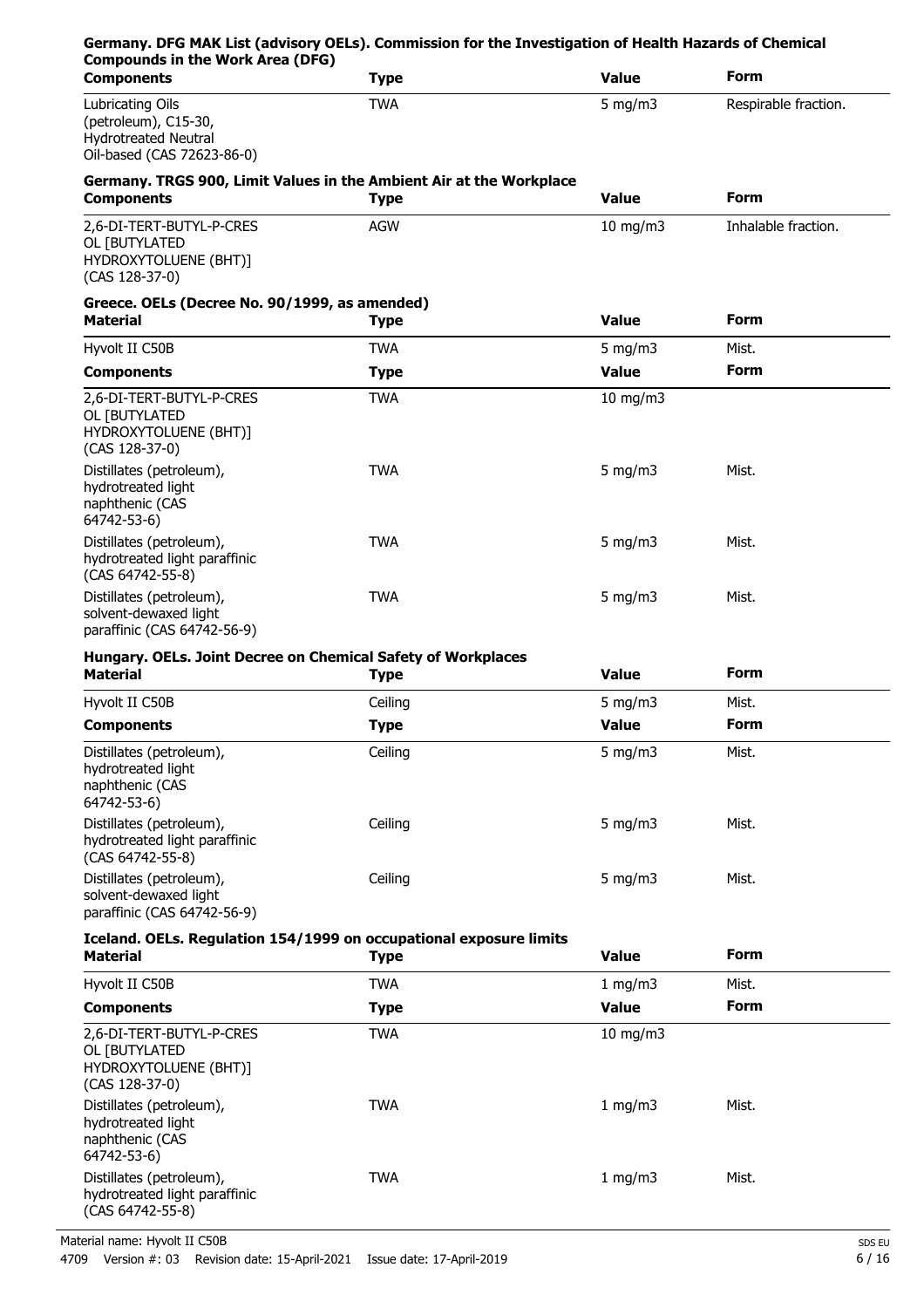**Germany. DFG MAK List (advisory OELs). Commission for the Investigation of Health Hazards of Chemical Compounds in the Work Area (DFG)**

| Components | Type | Value | Form |
|---|---|---|---|
| Lubricating Oils (petroleum), C15-30, Hydrotreated Neutral Oil-based (CAS 72623-86-0) | TWA | 5 mg/m3 | Respirable fraction. |

**Germany. TRGS 900, Limit Values in the Ambient Air at the Workplace**

| Components | Type | Value | Form |
|---|---|---|---|
| 2,6-DI-TERT-BUTYL-P-CRESOL [BUTYLATED HYDROXYTOLUENE (BHT)] (CAS 128-37-0) | AGW | 10 mg/m3 | Inhalable fraction. |

**Greece. OELs (Decree No. 90/1999, as amended)**

| Material | Type | Value | Form |
|---|---|---|---|
| Hyvolt II C50B | TWA | 5 mg/m3 | Mist. |
| **Components** | **Type** | **Value** | **Form** |
| 2,6-DI-TERT-BUTYL-P-CRESOL [BUTYLATED HYDROXYTOLUENE (BHT)] (CAS 128-37-0) | TWA | 10 mg/m3 | |
| Distillates (petroleum), hydrotreated light naphthenic (CAS 64742-53-6) | TWA | 5 mg/m3 | Mist. |
| Distillates (petroleum), hydrotreated light paraffinic (CAS 64742-55-8) | TWA | 5 mg/m3 | Mist. |
| Distillates (petroleum), solvent-dewaxed light paraffinic (CAS 64742-56-9) | TWA | 5 mg/m3 | Mist. |

**Hungary. OELs. Joint Decree on Chemical Safety of Workplaces**

| Material | Type | Value | Form |
|---|---|---|---|
| Hyvolt II C50B | Ceiling | 5 mg/m3 | Mist. |
| **Components** | **Type** | **Value** | **Form** |
| Distillates (petroleum), hydrotreated light naphthenic (CAS 64742-53-6) | Ceiling | 5 mg/m3 | Mist. |
| Distillates (petroleum), hydrotreated light paraffinic (CAS 64742-55-8) | Ceiling | 5 mg/m3 | Mist. |
| Distillates (petroleum), solvent-dewaxed light paraffinic (CAS 64742-56-9) | Ceiling | 5 mg/m3 | Mist. |

**Iceland. OELs. Regulation 154/1999 on occupational exposure limits**

| Material | Type | Value | Form |
|---|---|---|---|
| Hyvolt II C50B | TWA | 1 mg/m3 | Mist. |
| **Components** | **Type** | **Value** | **Form** |
| 2,6-DI-TERT-BUTYL-P-CRESOL [BUTYLATED HYDROXYTOLUENE (BHT)] (CAS 128-37-0) | TWA | 10 mg/m3 | |
| Distillates (petroleum), hydrotreated light naphthenic (CAS 64742-53-6) | TWA | 1 mg/m3 | Mist. |
| Distillates (petroleum), hydrotreated light paraffinic (CAS 64742-55-8) | TWA | 1 mg/m3 | Mist. |

Material name: Hyvolt II C50B

4709 Version #: 03 Revision date: 15-April-2021 Issue date: 17-April-2019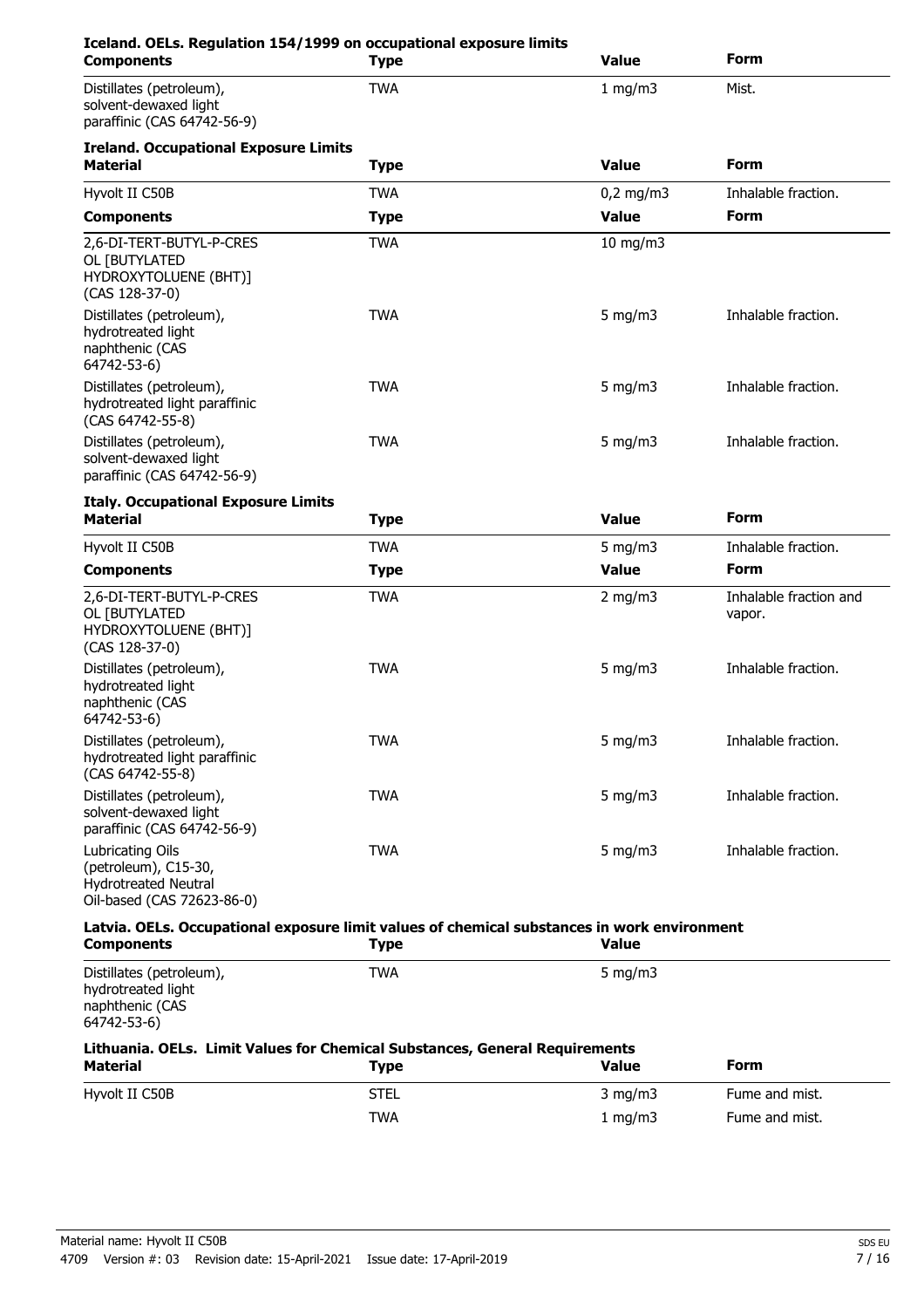**Iceland. OELs. Regulation 154/1999 on occupational exposure limits**

| Components | Type | Value | Form |
|---|---|---|---|
| Distillates (petroleum), solvent-dewaxed light paraffinic (CAS 64742-56-9) | TWA | 1 mg/m3 | Mist. |

**Ireland. Occupational Exposure Limits**

| Material | Type | Value | Form |
|---|---|---|---|
| Hyvolt II C50B | TWA | 0,2 mg/m3 | Inhalable fraction. |
| **Components** | **Type** | **Value** | **Form** |
| 2,6-DI-TERT-BUTYL-P-CRESOL [BUTYLATED HYDROXYTOLUENE (BHT)] (CAS 128-37-0) | TWA | 10 mg/m3 | |
| Distillates (petroleum), hydrotreated light naphthenic (CAS 64742-53-6) | TWA | 5 mg/m3 | Inhalable fraction. |
| Distillates (petroleum), hydrotreated light paraffinic (CAS 64742-55-8) | TWA | 5 mg/m3 | Inhalable fraction. |
| Distillates (petroleum), solvent-dewaxed light paraffinic (CAS 64742-56-9) | TWA | 5 mg/m3 | Inhalable fraction. |

**Italy. Occupational Exposure Limits**

| Material | Type | Value | Form |
|---|---|---|---|
| Hyvolt II C50B | TWA | 5 mg/m3 | Inhalable fraction. |
| **Components** | **Type** | **Value** | **Form** |
| 2,6-DI-TERT-BUTYL-P-CRESOL [BUTYLATED HYDROXYTOLUENE (BHT)] (CAS 128-37-0) | TWA | 2 mg/m3 | Inhalable fraction and vapor. |
| Distillates (petroleum), hydrotreated light naphthenic (CAS 64742-53-6) | TWA | 5 mg/m3 | Inhalable fraction. |
| Distillates (petroleum), hydrotreated light paraffinic (CAS 64742-55-8) | TWA | 5 mg/m3 | Inhalable fraction. |
| Distillates (petroleum), solvent-dewaxed light paraffinic (CAS 64742-56-9) | TWA | 5 mg/m3 | Inhalable fraction. |
| Lubricating Oils (petroleum), C15-30, Hydrotreated Neutral Oil-based (CAS 72623-86-0) | TWA | 5 mg/m3 | Inhalable fraction. |

**Latvia. OELs. Occupational exposure limit values of chemical substances in work environment**

| Components | Type | Value |
|---|---|---|
| Distillates (petroleum), hydrotreated light naphthenic (CAS 64742-53-6) | TWA | 5 mg/m3 |

**Lithuania. OELs. Limit Values for Chemical Substances, General Requirements**

| Material | Type | Value | Form |
|---|---|---|---|
| Hyvolt II C50B | STEL | 3 mg/m3 | Fume and mist. |
| | TWA | 1 mg/m3 | Fume and mist. |

Material name: Hyvolt II C50B
4709 Version #: 03 Revision date: 15-April-2021 Issue date: 17-April-2019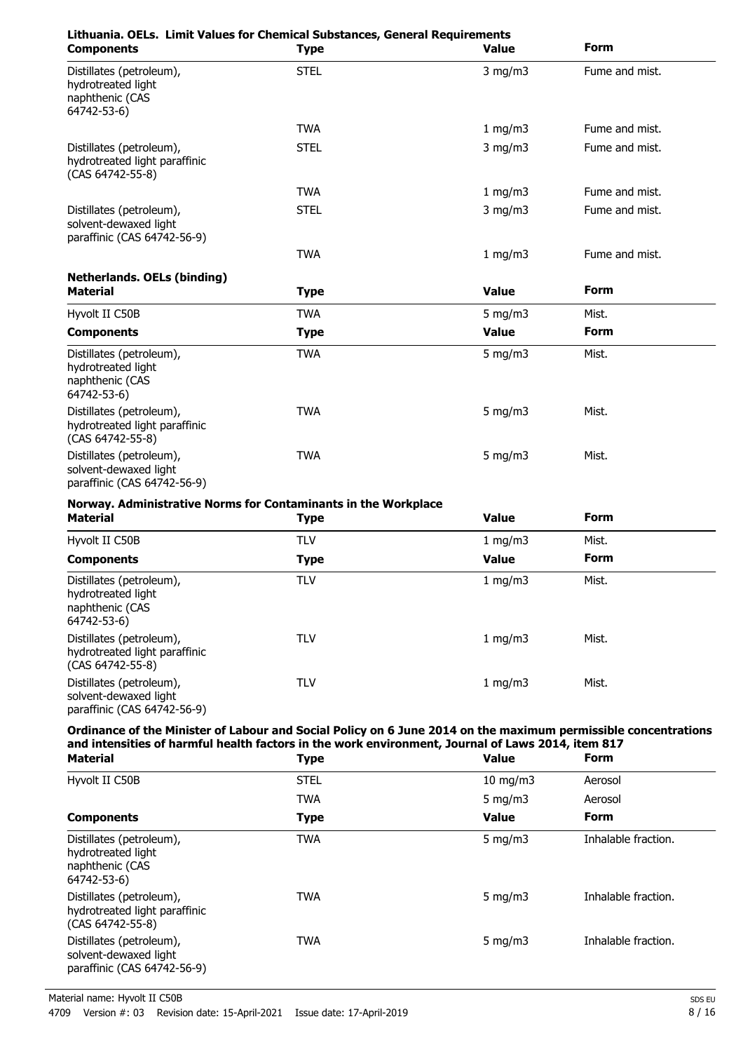**Lithuania. OELs. Limit Values for Chemical Substances, General Requirements**

| Components | Type | Value | Form |
| --- | --- | --- | --- |
| Distillates (petroleum), hydrotreated light naphthenic (CAS 64742-53-6) | STEL | 3 mg/m3 | Fume and mist. |
| | TWA | 1 mg/m3 | Fume and mist. |
| Distillates (petroleum), hydrotreated light paraffinic (CAS 64742-55-8) | STEL | 3 mg/m3 | Fume and mist. |
| | TWA | 1 mg/m3 | Fume and mist. |
| Distillates (petroleum), solvent-dewaxed light paraffinic (CAS 64742-56-9) | STEL | 3 mg/m3 | Fume and mist. |
| | TWA | 1 mg/m3 | Fume and mist. |

**Netherlands. OELs (binding)**

| Material | Type | Value | Form |
| --- | --- | --- | --- |
| Hyvolt II C50B | TWA | 5 mg/m3 | Mist. |

| Components | Type | Value | Form |
| --- | --- | --- | --- |
| Distillates (petroleum), hydrotreated light naphthenic (CAS 64742-53-6) | TWA | 5 mg/m3 | Mist. |
| Distillates (petroleum), hydrotreated light paraffinic (CAS 64742-55-8) | TWA | 5 mg/m3 | Mist. |
| Distillates (petroleum), solvent-dewaxed light paraffinic (CAS 64742-56-9) | TWA | 5 mg/m3 | Mist. |

**Norway. Administrative Norms for Contaminants in the Workplace**

| Material | Type | Value | Form |
| --- | --- | --- | --- |
| Hyvolt II C50B | TLV | 1 mg/m3 | Mist. |

| Components | Type | Value | Form |
| --- | --- | --- | --- |
| Distillates (petroleum), hydrotreated light naphthenic (CAS 64742-53-6) | TLV | 1 mg/m3 | Mist. |
| Distillates (petroleum), hydrotreated light paraffinic (CAS 64742-55-8) | TLV | 1 mg/m3 | Mist. |
| Distillates (petroleum), solvent-dewaxed light paraffinic (CAS 64742-56-9) | TLV | 1 mg/m3 | Mist. |

**Ordinance of the Minister of Labour and Social Policy on 6 June 2014 on the maximum permissible concentrations and intensities of harmful health factors in the work environment, Journal of Laws 2014, item 817**

| Material | Type | Value | Form |
| --- | --- | --- | --- |
| Hyvolt II C50B | STEL | 10 mg/m3 | Aerosol |
| | TWA | 5 mg/m3 | Aerosol |

| Components | Type | Value | Form |
| --- | --- | --- | --- |
| Distillates (petroleum), hydrotreated light naphthenic (CAS 64742-53-6) | TWA | 5 mg/m3 | Inhalable fraction. |
| Distillates (petroleum), hydrotreated light paraffinic (CAS 64742-55-8) | TWA | 5 mg/m3 | Inhalable fraction. |
| Distillates (petroleum), solvent-dewaxed light paraffinic (CAS 64742-56-9) | TWA | 5 mg/m3 | Inhalable fraction. |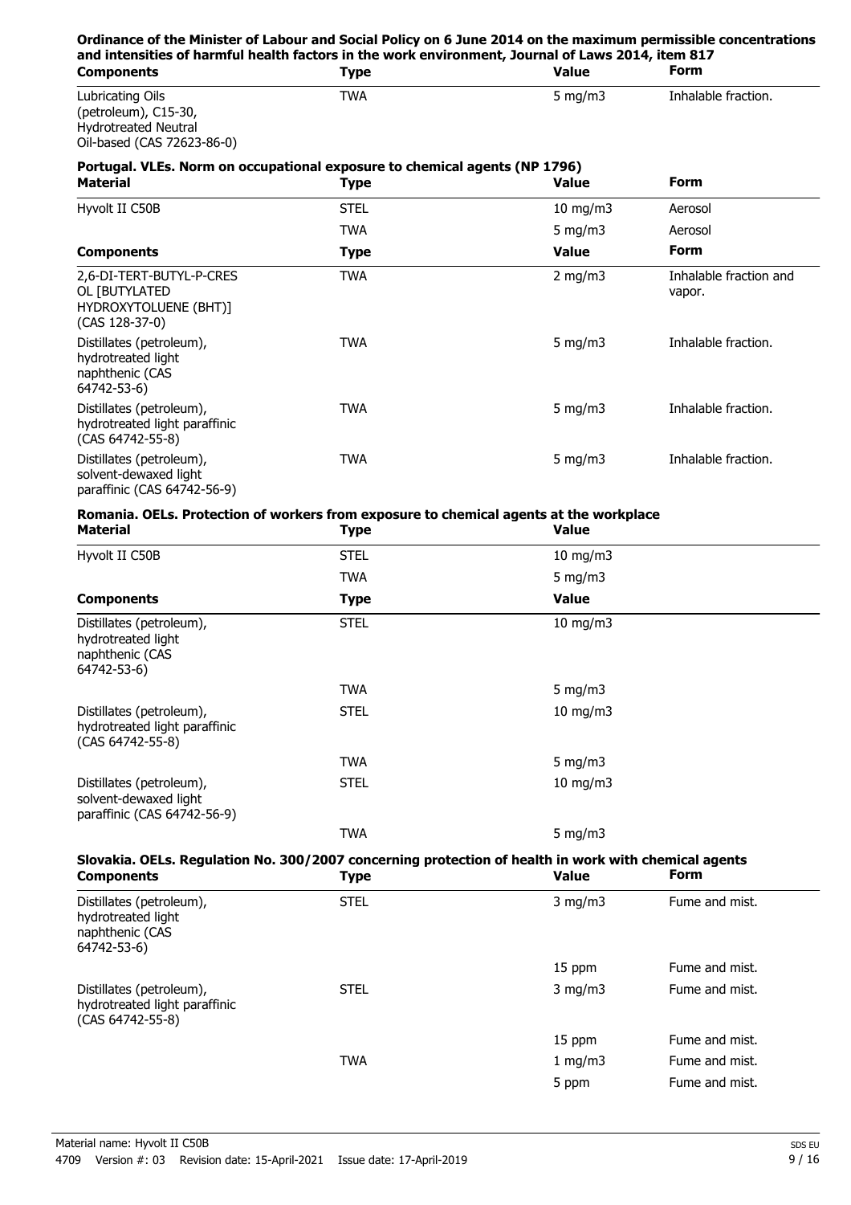**Ordinance of the Minister of Labour and Social Policy on 6 June 2014 on the maximum permissible concentrations and intensities of harmful health factors in the work environment, Journal of Laws 2014, item 817**

| Components | Type | Value | Form |
|---|---|---|---|
| Lubricating Oils (petroleum), C15-30, Hydrotreated Neutral Oil-based (CAS 72623-86-0) | TWA | 5 mg/m3 | Inhalable fraction. |

**Portugal. VLEs. Norm on occupational exposure to chemical agents (NP 1796)**

| Material | Type | Value | Form |
|---|---|---|---|
| Hyvolt II C50B | STEL | 10 mg/m3 | Aerosol |
| | TWA | 5 mg/m3 | Aerosol |
| **Components** | **Type** | **Value** | **Form** |
| 2,6-DI-TERT-BUTYL-P-CRESOL [BUTYLATED HYDROXYTOLUENE (BHT)] (CAS 128-37-0) | TWA | 2 mg/m3 | Inhalable fraction and vapor. |
| Distillates (petroleum), hydrotreated light naphthenic (CAS 64742-53-6) | TWA | 5 mg/m3 | Inhalable fraction. |
| Distillates (petroleum), hydrotreated light paraffinic (CAS 64742-55-8) | TWA | 5 mg/m3 | Inhalable fraction. |
| Distillates (petroleum), solvent-dewaxed light paraffinic (CAS 64742-56-9) | TWA | 5 mg/m3 | Inhalable fraction. |

**Romania. OELs. Protection of workers from exposure to chemical agents at the workplace**

| Material | Type | Value |
|---|---|---|
| Hyvolt II C50B | STEL | 10 mg/m3 |
| | TWA | 5 mg/m3 |
| **Components** | **Type** | **Value** |
| Distillates (petroleum), hydrotreated light naphthenic (CAS 64742-53-6) | STEL | 10 mg/m3 |
| | TWA | 5 mg/m3 |
| Distillates (petroleum), hydrotreated light paraffinic (CAS 64742-55-8) | STEL | 10 mg/m3 |
| | TWA | 5 mg/m3 |
| Distillates (petroleum), solvent-dewaxed light paraffinic (CAS 64742-56-9) | STEL | 10 mg/m3 |
| | TWA | 5 mg/m3 |

**Slovakia. OELs. Regulation No. 300/2007 concerning protection of health in work with chemical agents**

| Components | Type | Value | Form |
|---|---|---|---|
| Distillates (petroleum), hydrotreated light naphthenic (CAS 64742-53-6) | STEL | 3 mg/m3 | Fume and mist. |
| | | 15 ppm | Fume and mist. |
| Distillates (petroleum), hydrotreated light paraffinic (CAS 64742-55-8) | STEL | 3 mg/m3 | Fume and mist. |
| | | 15 ppm | Fume and mist. |
| | TWA | 1 mg/m3 | Fume and mist. |
| | | 5 ppm | Fume and mist. |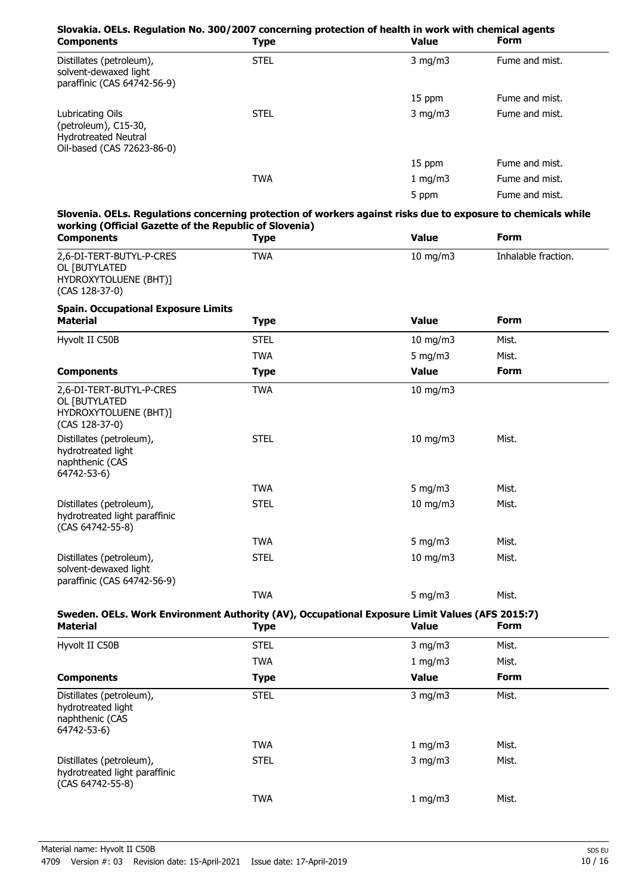**Slovakia. OELs. Regulation No. 300/2007 concerning protection of health in work with chemical agents**

| Components | Type | Value | Form |
| --- | --- | --- | --- |
| Distillates (petroleum), solvent-dewaxed light paraffinic (CAS 64742-56-9) | STEL | 3 mg/m3 | Fume and mist. |
| | | 15 ppm | Fume and mist. |
| Lubricating Oils (petroleum), C15-30, Hydrotreated Neutral Oil-based (CAS 72623-86-0) | STEL | 3 mg/m3 | Fume and mist. |
| | | 15 ppm | Fume and mist. |
| | TWA | 1 mg/m3 | Fume and mist. |
| | | 5 ppm | Fume and mist. |

**Slovenia. OELs. Regulations concerning protection of workers against risks due to exposure to chemicals while working (Official Gazette of the Republic of Slovenia)**

| Components | Type | Value | Form |
| --- | --- | --- | --- |
| 2,6-DI-TERT-BUTYL-P-CRESOL [BUTYLATED HYDROXYTOLUENE (BHT)] (CAS 128-37-0) | TWA | 10 mg/m3 | Inhalable fraction. |

**Spain. Occupational Exposure Limits**

| Material | Type | Value | Form |
| --- | --- | --- | --- |
| Hyvolt II C50B | STEL | 10 mg/m3 | Mist. |
| | TWA | 5 mg/m3 | Mist. |
| **Components** | **Type** | **Value** | **Form** |
| 2,6-DI-TERT-BUTYL-P-CRESOL [BUTYLATED HYDROXYTOLUENE (BHT)] (CAS 128-37-0) | TWA | 10 mg/m3 | |
| Distillates (petroleum), hydrotreated light naphthenic (CAS 64742-53-6) | STEL | 10 mg/m3 | Mist. |
| | TWA | 5 mg/m3 | Mist. |
| Distillates (petroleum), hydrotreated light paraffinic (CAS 64742-55-8) | STEL | 10 mg/m3 | Mist. |
| | TWA | 5 mg/m3 | Mist. |
| Distillates (petroleum), solvent-dewaxed light paraffinic (CAS 64742-56-9) | STEL | 10 mg/m3 | Mist. |
| | TWA | 5 mg/m3 | Mist. |

**Sweden. OELs. Work Environment Authority (AV), Occupational Exposure Limit Values (AFS 2015:7)**

| Material | Type | Value | Form |
| --- | --- | --- | --- |
| Hyvolt II C50B | STEL | 3 mg/m3 | Mist. |
| | TWA | 1 mg/m3 | Mist. |
| **Components** | **Type** | **Value** | **Form** |
| Distillates (petroleum), hydrotreated light naphthenic (CAS 64742-53-6) | STEL | 3 mg/m3 | Mist. |
| | TWA | 1 mg/m3 | Mist. |
| Distillates (petroleum), hydrotreated light paraffinic (CAS 64742-55-8) | STEL | 3 mg/m3 | Mist. |
| | TWA | 1 mg/m3 | Mist. |

Material name: Hyvolt II C50B
4709 Version #: 03 Revision date: 15-April-2021 Issue date: 17-April-2019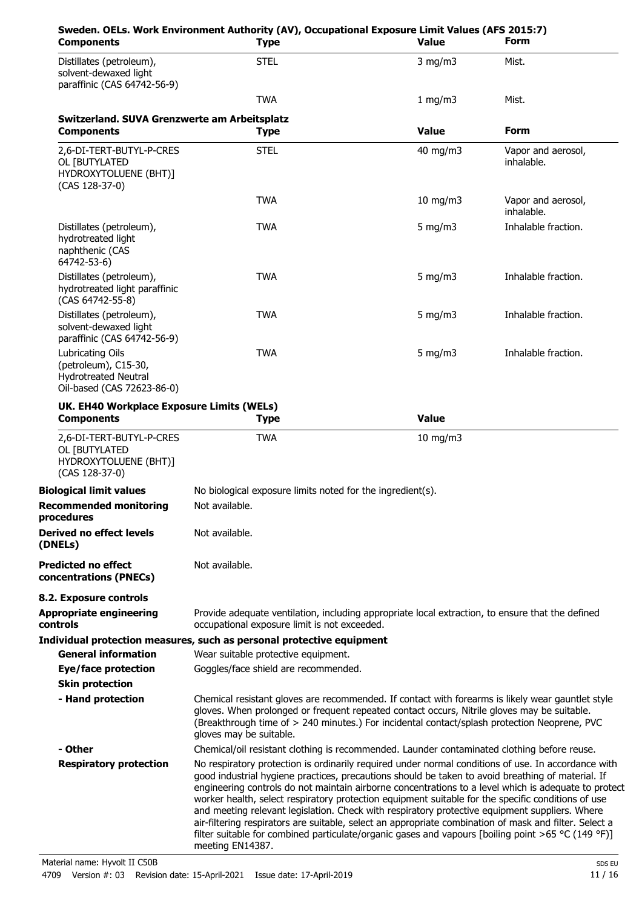**Sweden. OELs. Work Environment Authority (AV), Occupational Exposure Limit Values (AFS 2015:7)**

| Components | Type | Value | Form |
|---|---|---|---|
| Distillates (petroleum), solvent-dewaxed light paraffinic (CAS 64742-56-9) | STEL | 3 mg/m3 | Mist. |
| | TWA | 1 mg/m3 | Mist. |

**Switzerland. SUVA Grenzwerte am Arbeitsplatz**

| Components | Type | Value | Form |
|---|---|---|---|
| 2,6-DI-TERT-BUTYL-P-CRESOL [BUTYLATED HYDROXYTOLUENE (BHT)] (CAS 128-37-0) | STEL | 40 mg/m3 | Vapor and aerosol, inhalable. |
| | TWA | 10 mg/m3 | Vapor and aerosol, inhalable. |
| Distillates (petroleum), hydrotreated light naphthenic (CAS 64742-53-6) | TWA | 5 mg/m3 | Inhalable fraction. |
| Distillates (petroleum), hydrotreated light paraffinic (CAS 64742-55-8) | TWA | 5 mg/m3 | Inhalable fraction. |
| Distillates (petroleum), solvent-dewaxed light paraffinic (CAS 64742-56-9) | TWA | 5 mg/m3 | Inhalable fraction. |
| Lubricating Oils (petroleum), C15-30, Hydrotreated Neutral Oil-based (CAS 72623-86-0) | TWA | 5 mg/m3 | Inhalable fraction. |

**UK. EH40 Workplace Exposure Limits (WELs)**

| Components | Type | Value |
|---|---|---|
| 2,6-DI-TERT-BUTYL-P-CRESOL [BUTYLATED HYDROXYTOLUENE (BHT)] (CAS 128-37-0) | TWA | 10 mg/m3 |

**Biological limit values** No biological exposure limits noted for the ingredient(s).

**Recommended monitoring procedures** Not available.

**Derived no effect levels (DNELs)** Not available.

**Predicted no effect concentrations (PNECs)** Not available.

**8.2. Exposure controls**

**Appropriate engineering controls** Provide adequate ventilation, including appropriate local extraction, to ensure that the defined occupational exposure limit is not exceeded.

**Individual protection measures, such as personal protective equipment**

**General information** Wear suitable protective equipment.

**Eye/face protection** Goggles/face shield are recommended.

**Skin protection**

**- Hand protection** Chemical resistant gloves are recommended. If contact with forearms is likely wear gauntlet style gloves. When prolonged or frequent repeated contact occurs, Nitrile gloves may be suitable. (Breakthrough time of > 240 minutes.) For incidental contact/splash protection Neoprene, PVC gloves may be suitable.

**- Other** Chemical/oil resistant clothing is recommended. Launder contaminated clothing before reuse.

**Respiratory protection** No respiratory protection is ordinarily required under normal conditions of use. In accordance with good industrial hygiene practices, precautions should be taken to avoid breathing of material. If engineering controls do not maintain airborne concentrations to a level which is adequate to protect worker health, select respiratory protection equipment suitable for the specific conditions of use and meeting relevant legislation. Check with respiratory protective equipment suppliers. Where air-filtering respirators are suitable, select an appropriate combination of mask and filter. Select a filter suitable for combined particulate/organic gases and vapours [boiling point >65 °C (149 °F)] meeting EN14387.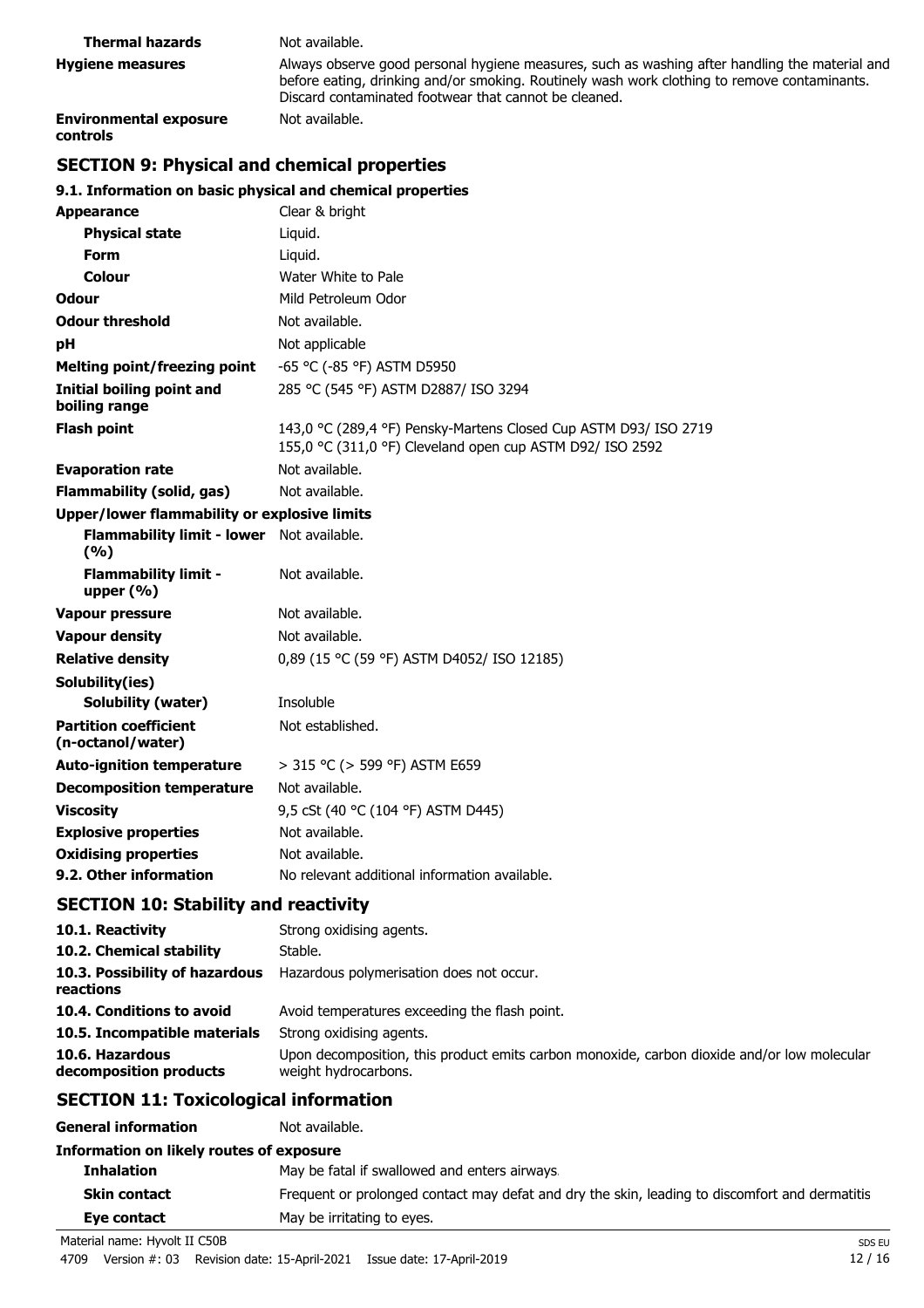| | |
|---|---|
| **Thermal hazards** | Not available. |
| **Hygiene measures** | Always observe good personal hygiene measures, such as washing after handling the material and before eating, drinking and/or smoking. Routinely wash work clothing to remove contaminants. Discard contaminated footwear that cannot be cleaned. |
| **Environmental exposure controls** | Not available. |

## SECTION 9: Physical and chemical properties

### 9.1. Information on basic physical and chemical properties

| | |
|---|---|
| **Appearance** | Clear & bright |
| **Physical state** | Liquid. |
| **Form** | Liquid. |
| **Colour** | Water White to Pale |
| **Odour** | Mild Petroleum Odor |
| **Odour threshold** | Not available. |
| **pH** | Not applicable |
| **Melting point/freezing point** | -65 °C (-85 °F) ASTM D5950 |
| **Initial boiling point and boiling range** | 285 °C (545 °F) ASTM D2887/ ISO 3294 |
| **Flash point** | 143,0 °C (289,4 °F) Pensky-Martens Closed Cup ASTM D93/ ISO 2719<br>155,0 °C (311,0 °F) Cleveland open cup ASTM D92/ ISO 2592 |
| **Evaporation rate** | Not available. |
| **Flammability (solid, gas)** | Not available. |
| **Upper/lower flammability or explosive limits** | |
| **Flammability limit - lower (%)** | Not available. |
| **Flammability limit - upper (%)** | Not available. |
| **Vapour pressure** | Not available. |
| **Vapour density** | Not available. |
| **Relative density** | 0,89 (15 °C (59 °F) ASTM D4052/ ISO 12185) |
| **Solubility(ies)** | |
| **Solubility (water)** | Insoluble |
| **Partition coefficient (n-octanol/water)** | Not established. |
| **Auto-ignition temperature** | > 315 °C (> 599 °F) ASTM E659 |
| **Decomposition temperature** | Not available. |
| **Viscosity** | 9,5 cSt (40 °C (104 °F) ASTM D445) |
| **Explosive properties** | Not available. |
| **Oxidising properties** | Not available. |
| **9.2. Other information** | No relevant additional information available. |

## SECTION 10: Stability and reactivity

| | |
|---|---|
| **10.1. Reactivity** | Strong oxidising agents. |
| **10.2. Chemical stability** | Stable. |
| **10.3. Possibility of hazardous reactions** | Hazardous polymerisation does not occur. |
| **10.4. Conditions to avoid** | Avoid temperatures exceeding the flash point. |
| **10.5. Incompatible materials** | Strong oxidising agents. |
| **10.6. Hazardous decomposition products** | Upon decomposition, this product emits carbon monoxide, carbon dioxide and/or low molecular weight hydrocarbons. |

## SECTION 11: Toxicological information

| | |
|---|---|
| **General information** | Not available. |
| **Information on likely routes of exposure** | |
| **Inhalation** | May be fatal if swallowed and enters airways. |
| **Skin contact** | Frequent or prolonged contact may defat and dry the skin, leading to discomfort and dermatitis |
| **Eye contact** | May be irritating to eyes. |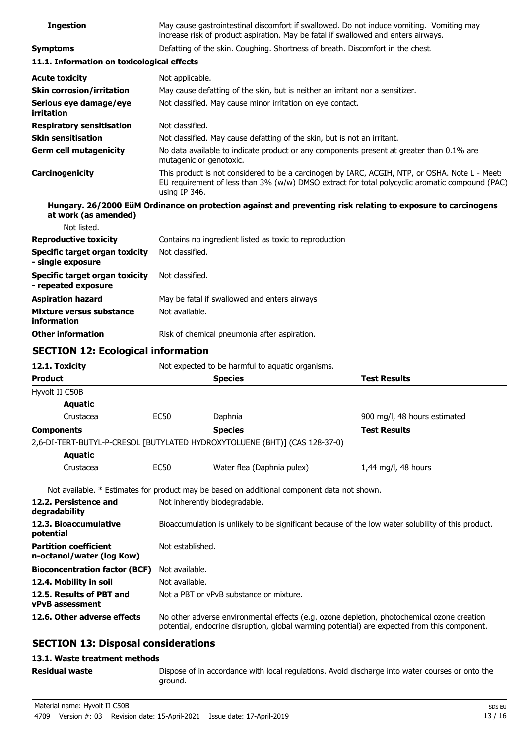| | |
|---|---|
| **Ingestion** | May cause gastrointestinal discomfort if swallowed. Do not induce vomiting. Vomiting may increase risk of product aspiration. May be fatal if swallowed and enters airways. |
| **Symptoms** | Defatting of the skin. Coughing. Shortness of breath. Discomfort in the chest. |

### 11.1. Information on toxicological effects

| | |
|---|---|
| **Acute toxicity** | Not applicable. |
| **Skin corrosion/irritation** | May cause defatting of the skin, but is neither an irritant nor a sensitizer. |
| **Serious eye damage/eye irritation** | Not classified. May cause minor irritation on eye contact. |
| **Respiratory sensitisation** | Not classified. |
| **Skin sensitisation** | Not classified. May cause defatting of the skin, but is not an irritant. |
| **Germ cell mutagenicity** | No data available to indicate product or any components present at greater than 0.1% are mutagenic or genotoxic. |
| **Carcinogenicity** | This product is not considered to be a carcinogen by IARC, ACGIH, NTP, or OSHA. Note L - Meets EU requirement of less than 3% (w/w) DMSO extract for total polycyclic aromatic compound (PAC) using IP 346. |

**Hungary. 26/2000 EüM Ordinance on protection against and preventing risk relating to exposure to carcinogens at work (as amended)**

Not listed.

| | |
|---|---|
| **Reproductive toxicity** | Contains no ingredient listed as toxic to reproduction |
| **Specific target organ toxicity - single exposure** | Not classified. |
| **Specific target organ toxicity - repeated exposure** | Not classified. |
| **Aspiration hazard** | May be fatal if swallowed and enters airways. |
| **Mixture versus substance information** | Not available. |
| **Other information** | Risk of chemical pneumonia after aspiration. |

## SECTION 12: Ecological information

**12.1. Toxicity** Not expected to be harmful to aquatic organisms.

| **Product** | | **Species** | **Test Results** |
|---|---|---|---|
| Hyvolt II C50B | | | |
| **Aquatic** | | | |
| Crustacea | EC50 | Daphnia | 900 mg/l, 48 hours estimated |
| **Components** | | **Species** | **Test Results** |
| 2,6-DI-TERT-BUTYL-P-CRESOL [BUTYLATED HYDROXYTOLUENE (BHT)] (CAS 128-37-0) | | | |
| **Aquatic** | | | |
| Crustacea | EC50 | Water flea (Daphnia pulex) | 1,44 mg/l, 48 hours |

Not available. * Estimates for product may be based on additional component data not shown.

| | |
|---|---|
| **12.2. Persistence and degradability** | Not inherently biodegradable. |
| **12.3. Bioaccumulative potential** | Bioaccumulation is unlikely to be significant because of the low water solubility of this product. |
| **Partition coefficient n-octanol/water (log Kow)** | Not established. |
| **Bioconcentration factor (BCF)** | Not available. |
| **12.4. Mobility in soil** | Not available. |
| **12.5. Results of PBT and vPvB assessment** | Not a PBT or vPvB substance or mixture. |
| **12.6. Other adverse effects** | No other adverse environmental effects (e.g. ozone depletion, photochemical ozone creation potential, endocrine disruption, global warming potential) are expected from this component. |

## SECTION 13: Disposal considerations

### 13.1. Waste treatment methods

| | |
|---|---|
| **Residual waste** | Dispose of in accordance with local regulations. Avoid discharge into water courses or onto the ground. |

Material name: Hyvolt II C50B
4709 Version #: 03 Revision date: 15-April-2021 Issue date: 17-April-2019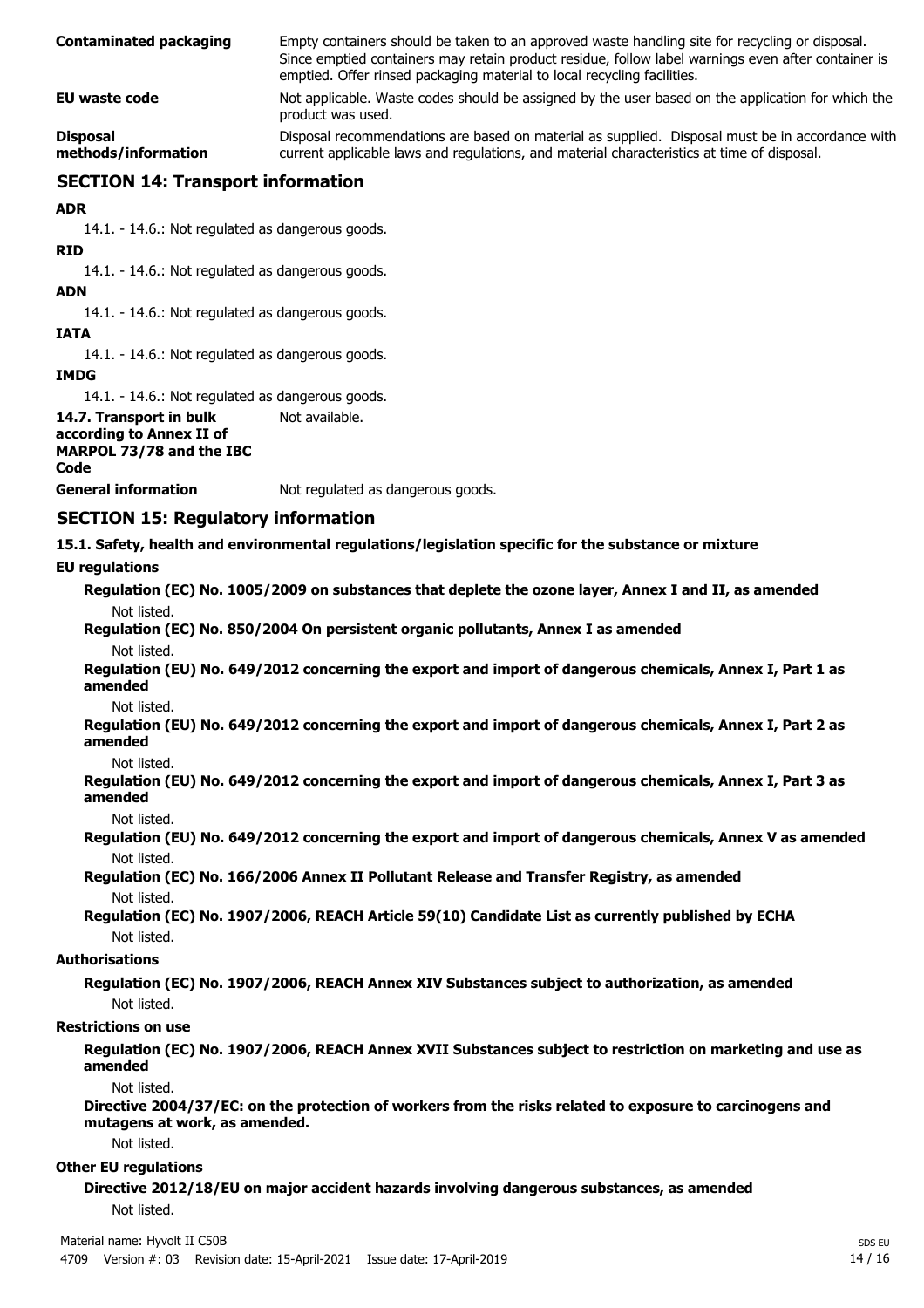| | |
|---|---|
| **Contaminated packaging** | Empty containers should be taken to an approved waste handling site for recycling or disposal. Since emptied containers may retain product residue, follow label warnings even after container is emptied. Offer rinsed packaging material to local recycling facilities. |
| **EU waste code** | Not applicable. Waste codes should be assigned by the user based on the application for which the product was used. |
| **Disposal methods/information** | Disposal recommendations are based on material as supplied. Disposal must be in accordance with current applicable laws and regulations, and material characteristics at time of disposal. |

## SECTION 14: Transport information

**ADR**

14.1. - 14.6.: Not regulated as dangerous goods.

**RID**

14.1. - 14.6.: Not regulated as dangerous goods.

**ADN**

14.1. - 14.6.: Not regulated as dangerous goods.

**IATA**

14.1. - 14.6.: Not regulated as dangerous goods.

**IMDG**

14.1. - 14.6.: Not regulated as dangerous goods.

| | |
|---|---|
| **14.7. Transport in bulk according to Annex II of MARPOL 73/78 and the IBC Code** | Not available. |
| **General information** | Not regulated as dangerous goods. |

## SECTION 15: Regulatory information

**15.1. Safety, health and environmental regulations/legislation specific for the substance or mixture**

**EU regulations**

**Regulation (EC) No. 1005/2009 on substances that deplete the ozone layer, Annex I and II, as amended**

Not listed.

**Regulation (EC) No. 850/2004 On persistent organic pollutants, Annex I as amended**

Not listed.

**Regulation (EU) No. 649/2012 concerning the export and import of dangerous chemicals, Annex I, Part 1 as amended**

Not listed.

**Regulation (EU) No. 649/2012 concerning the export and import of dangerous chemicals, Annex I, Part 2 as amended**

Not listed.

**Regulation (EU) No. 649/2012 concerning the export and import of dangerous chemicals, Annex I, Part 3 as amended**

Not listed.

**Regulation (EU) No. 649/2012 concerning the export and import of dangerous chemicals, Annex V as amended**

Not listed.

**Regulation (EC) No. 166/2006 Annex II Pollutant Release and Transfer Registry, as amended**

Not listed.

**Regulation (EC) No. 1907/2006, REACH Article 59(10) Candidate List as currently published by ECHA**

Not listed.

**Authorisations**

**Regulation (EC) No. 1907/2006, REACH Annex XIV Substances subject to authorization, as amended**

Not listed.

**Restrictions on use**

**Regulation (EC) No. 1907/2006, REACH Annex XVII Substances subject to restriction on marketing and use as amended**

Not listed.

**Directive 2004/37/EC: on the protection of workers from the risks related to exposure to carcinogens and mutagens at work, as amended.**

Not listed.

**Other EU regulations**

**Directive 2012/18/EU on major accident hazards involving dangerous substances, as amended**

Not listed.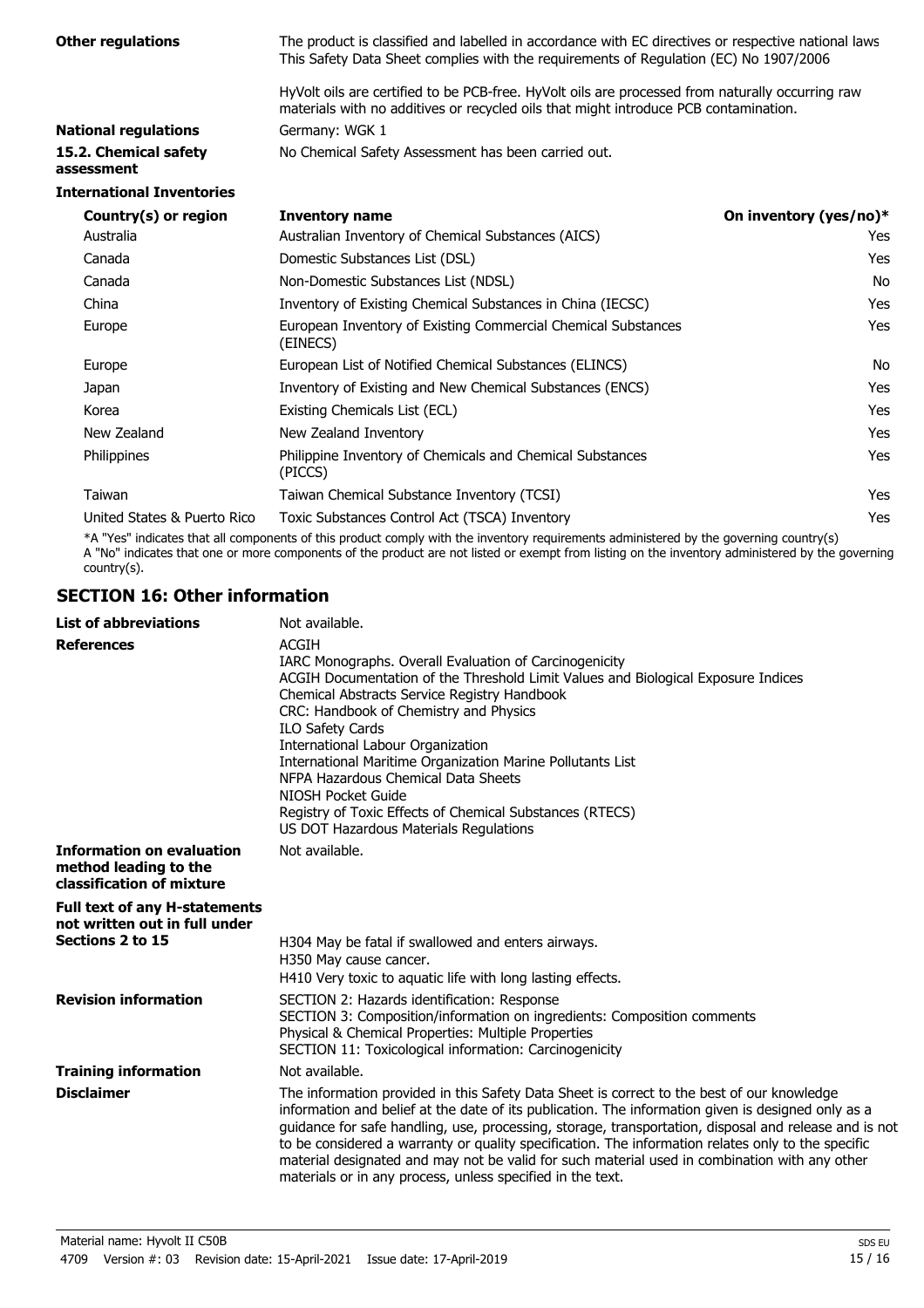**Other regulations** The product is classified and labelled in accordance with EC directives or respective national laws This Safety Data Sheet complies with the requirements of Regulation (EC) No 1907/2006

HyVolt oils are certified to be PCB-free. HyVolt oils are processed from naturally occurring raw materials with no additives or recycled oils that might introduce PCB contamination.

**National regulations** Germany: WGK 1

**15.2. Chemical safety assessment** No Chemical Safety Assessment has been carried out.

**International Inventories**

| Country(s) or region | Inventory name | On inventory (yes/no)* |
|---|---|---|
| Australia | Australian Inventory of Chemical Substances (AICS) | Yes |
| Canada | Domestic Substances List (DSL) | Yes |
| Canada | Non-Domestic Substances List (NDSL) | No |
| China | Inventory of Existing Chemical Substances in China (IECSC) | Yes |
| Europe | European Inventory of Existing Commercial Chemical Substances (EINECS) | Yes |
| Europe | European List of Notified Chemical Substances (ELINCS) | No |
| Japan | Inventory of Existing and New Chemical Substances (ENCS) | Yes |
| Korea | Existing Chemicals List (ECL) | Yes |
| New Zealand | New Zealand Inventory | Yes |
| Philippines | Philippine Inventory of Chemicals and Chemical Substances (PICCS) | Yes |
| Taiwan | Taiwan Chemical Substance Inventory (TCSI) | Yes |
| United States & Puerto Rico | Toxic Substances Control Act (TSCA) Inventory | Yes |

*A "Yes" indicates that all components of this product comply with the inventory requirements administered by the governing country(s)
A "No" indicates that one or more components of the product are not listed or exempt from listing on the inventory administered by the governing country(s).

## SECTION 16: Other information

**List of abbreviations** Not available.

**References**
ACGIH
IARC Monographs. Overall Evaluation of Carcinogenicity
ACGIH Documentation of the Threshold Limit Values and Biological Exposure Indices
Chemical Abstracts Service Registry Handbook
CRC: Handbook of Chemistry and Physics
ILO Safety Cards
International Labour Organization
International Maritime Organization Marine Pollutants List
NFPA Hazardous Chemical Data Sheets
NIOSH Pocket Guide
Registry of Toxic Effects of Chemical Substances (RTECS)
US DOT Hazardous Materials Regulations

**Information on evaluation method leading to the classification of mixture** Not available.

**Full text of any H-statements not written out in full under Sections 2 to 15**
H304 May be fatal if swallowed and enters airways.
H350 May cause cancer.
H410 Very toxic to aquatic life with long lasting effects.

**Revision information**
SECTION 2: Hazards identification: Response
SECTION 3: Composition/information on ingredients: Composition comments
Physical & Chemical Properties: Multiple Properties
SECTION 11: Toxicological information: Carcinogenicity

**Training information** Not available.

**Disclaimer** The information provided in this Safety Data Sheet is correct to the best of our knowledge information and belief at the date of its publication. The information given is designed only as a guidance for safe handling, use, processing, storage, transportation, disposal and release and is not to be considered a warranty or quality specification. The information relates only to the specific material designated and may not be valid for such material used in combination with any other materials or in any process, unless specified in the text.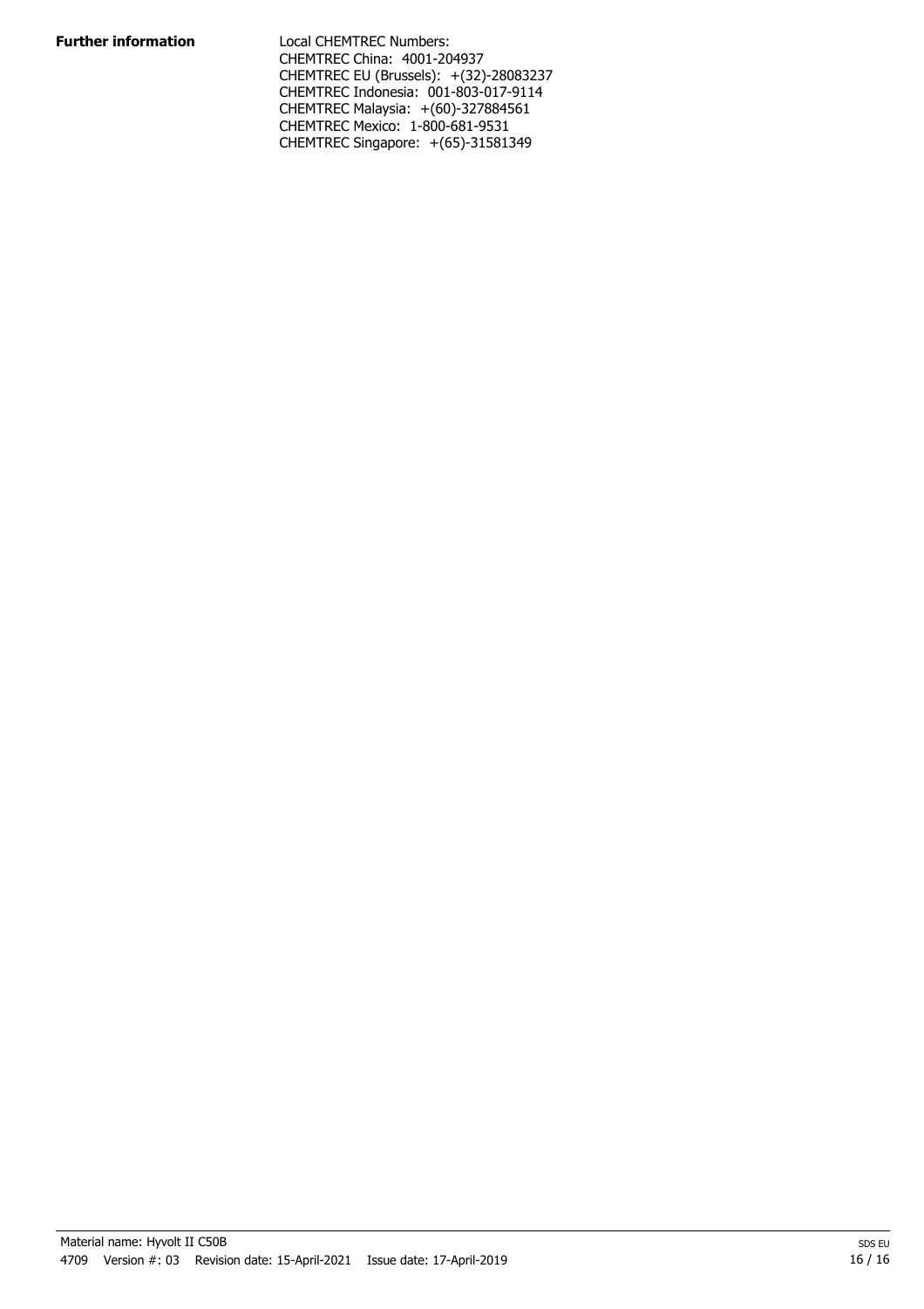**Further information**

Local CHEMTREC Numbers:
CHEMTREC China: 4001-204937
CHEMTREC EU (Brussels): +(32)-28083237
CHEMTREC Indonesia: 001-803-017-9114
CHEMTREC Malaysia: +(60)-327884561
CHEMTREC Mexico: 1-800-681-9531
CHEMTREC Singapore: +(65)-31581349